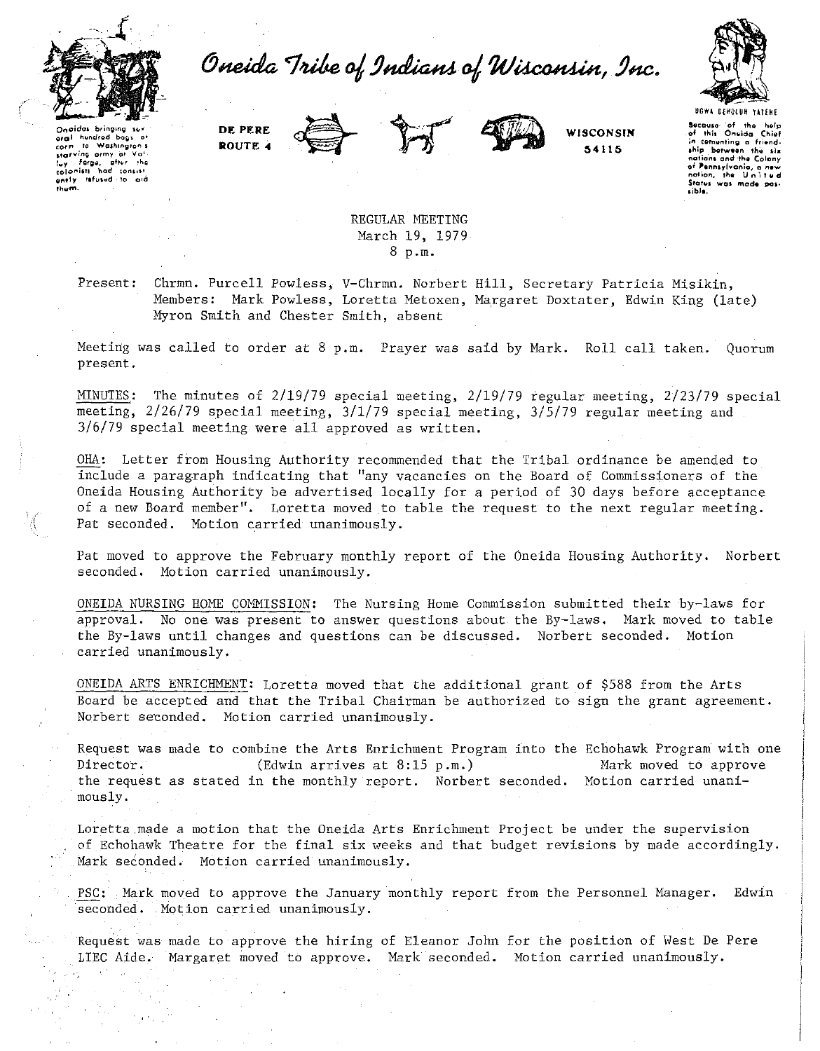# Oneida Tribe of Indians of Wisconsin, Inc.

Oneidas bringing several hundred bags of corn to Washington's starving army at Valley Forge, after the colonists had consistently refused to aid them.

DE PERE
ROUTE 4

WISCONSIN
54115

UGWA DEHOLUH YATEHE

Because of the help of this Oneida Chief in cementing a friendship between the six nations and the Colony of Pennsylvania, a new nation, the United States was made possible.

REGULAR MEETING
March 19, 1979
8 p.m.

Present: Chrmn. Purcell Powless, V-Chrmn. Norbert Hill, Secretary Patricia Misikin, Members: Mark Powless, Loretta Metoxen, Margaret Doxtater, Edwin King (late) Myron Smith and Chester Smith, absent

Meeting was called to order at 8 p.m. Prayer was said by Mark. Roll call taken. Quorum present.

MINUTES: The minutes of 2/19/79 special meeting, 2/19/79 regular meeting, 2/23/79 special meeting, 2/26/79 special meeting, 3/1/79 special meeting, 3/5/79 regular meeting and 3/6/79 special meeting were all approved as written.

OHA: Letter from Housing Authority recommended that the Tribal ordinance be amended to include a paragraph indicating that "any vacancies on the Board of Commissioners of the Oneida Housing Authority be advertised locally for a period of 30 days before acceptance of a new Board member". Loretta moved to table the request to the next regular meeting. Pat seconded. Motion carried unanimously.

Pat moved to approve the February monthly report of the Oneida Housing Authority. Norbert seconded. Motion carried unanimously.

ONEIDA NURSING HOME COMMISSION: The Nursing Home Commission submitted their by-laws for approval. No one was present to answer questions about the By-laws. Mark moved to table the By-laws until changes and questions can be discussed. Norbert seconded. Motion carried unanimously.

ONEIDA ARTS ENRICHMENT: Loretta moved that the additional grant of $588 from the Arts Board be accepted and that the Tribal Chairman be authorized to sign the grant agreement. Norbert seconded. Motion carried unanimously.

Request was made to combine the Arts Enrichment Program into the Echohawk Program with one Director. (Edwin arrives at 8:15 p.m.) Mark moved to approve the request as stated in the monthly report. Norbert seconded. Motion carried unanimously.

Loretta made a motion that the Oneida Arts Enrichment Project be under the supervision of Echohawk Theatre for the final six weeks and that budget revisions by made accordingly. Mark seconded. Motion carried unanimously.

PSC: Mark moved to approve the January monthly report from the Personnel Manager. Edwin seconded. Motion carried unanimously.

Request was made to approve the hiring of Eleanor John for the position of West De Pere LIEC Aide. Margaret moved to approve. Mark seconded. Motion carried unanimously.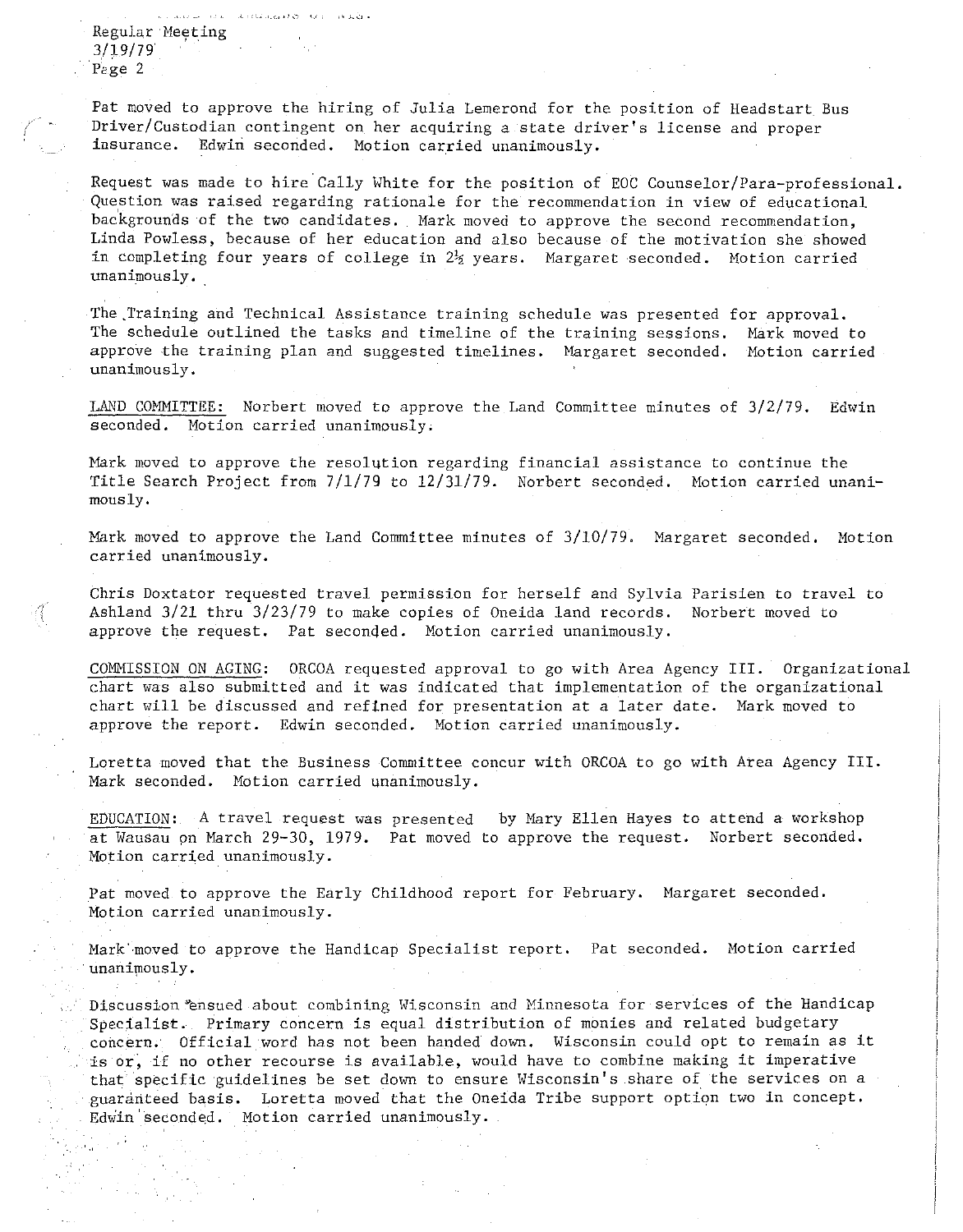Pat moved to approve the hiring of Julia Lemerond for the position of Headstart Bus Driver/Custodian contingent on her acquiring a state driver's license and proper insurance. Edwin seconded. Motion carried unanimously.

Request was made to hire Cally White for the position of EOC Counselor/Para-professional. Question was raised regarding rationale for the recommendation in view of educational backgrounds of the two candidates. Mark moved to approve the second recommendation, Linda Powless, because of her education and also because of the motivation she showed in completing four years of college in 2½ years. Margaret seconded. Motion carried unanimously.

The Training and Technical Assistance training schedule was presented for approval. The schedule outlined the tasks and timeline of the training sessions. Mark moved to approve the training plan and suggested timelines. Margaret seconded. Motion carried unanimously.

LAND COMMITTEE: Norbert moved to approve the Land Committee minutes of 3/2/79. Edwin seconded. Motion carried unanimously.

Mark moved to approve the resolution regarding financial assistance to continue the Title Search Project from 7/1/79 to 12/31/79. Norbert seconded. Motion carried unanimously.

Mark moved to approve the Land Committee minutes of 3/10/79. Margaret seconded. Motion carried unanimously.

Chris Doxtator requested travel permission for herself and Sylvia Parisien to travel to Ashland 3/21 thru 3/23/79 to make copies of Oneida land records. Norbert moved to approve the request. Pat seconded. Motion carried unanimously.

COMMISSION ON AGING: ORCOA requested approval to go with Area Agency III. Organizational chart was also submitted and it was indicated that implementation of the organizational chart will be discussed and refined for presentation at a later date. Mark moved to approve the report. Edwin seconded. Motion carried unanimously.

Loretta moved that the Business Committee concur with ORCOA to go with Area Agency III. Mark seconded. Motion carried unanimously.

EDUCATION: A travel request was presented by Mary Ellen Hayes to attend a workshop at Wausau on March 29-30, 1979. Pat moved to approve the request. Norbert seconded. Motion carried unanimously.

Pat moved to approve the Early Childhood report for February. Margaret seconded. Motion carried unanimously.

Mark moved to approve the Handicap Specialist report. Pat seconded. Motion carried unanimously.

Discussion ensued about combining Wisconsin and Minnesota for services of the Handicap Specialist. Primary concern is equal distribution of monies and related budgetary concern. Official word has not been handed down. Wisconsin could opt to remain as it is or, if no other recourse is available, would have to combine making it imperative that specific guidelines be set down to ensure Wisconsin's share of the services on a guaranteed basis. Loretta moved that the Oneida Tribe support option two in concept. Edwin seconded. Motion carried unanimously.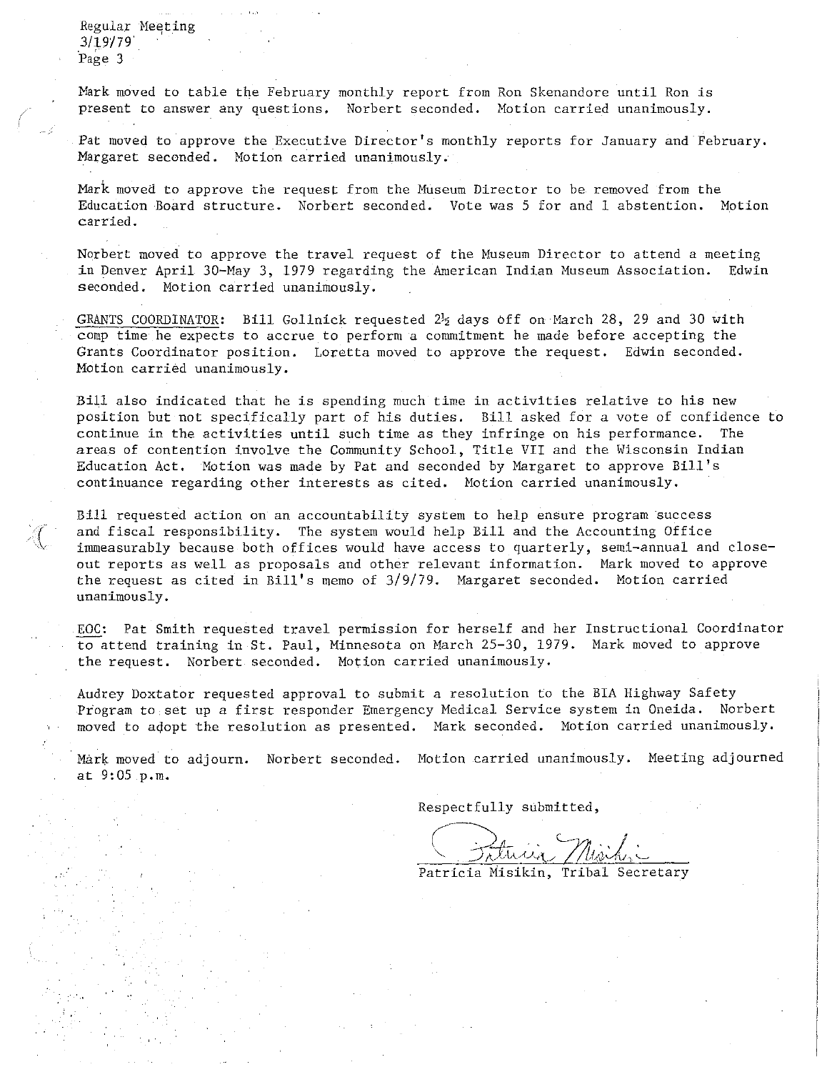Mark moved to table the February monthly report from Ron Skenandore until Ron is present to answer any questions. Norbert seconded. Motion carried unanimously.

Pat moved to approve the Executive Director's monthly reports for January and February. Margaret seconded. Motion carried unanimously.

Mark moved to approve the request from the Museum Director to be removed from the Education Board structure. Norbert seconded. Vote was 5 for and 1 abstention. Motion carried.

Norbert moved to approve the travel request of the Museum Director to attend a meeting in Denver April 30-May 3, 1979 regarding the American Indian Museum Association. Edwin seconded. Motion carried unanimously.

GRANTS COORDINATOR: Bill Gollnick requested 2½ days off on March 28, 29 and 30 with comp time he expects to accrue to perform a commitment he made before accepting the Grants Coordinator position. Loretta moved to approve the request. Edwin seconded. Motion carried unanimously.

Bill also indicated that he is spending much time in activities relative to his new position but not specifically part of his duties. Bill asked for a vote of confidence to continue in the activities until such time as they infringe on his performance. The areas of contention involve the Community School, Title VII and the Wisconsin Indian Education Act. Motion was made by Pat and seconded by Margaret to approve Bill's continuance regarding other interests as cited. Motion carried unanimously.

Bill requested action on an accountability system to help ensure program success and fiscal responsibility. The system would help Bill and the Accounting Office immeasurably because both offices would have access to quarterly, semi-annual and close-out reports as well as proposals and other relevant information. Mark moved to approve the request as cited in Bill's memo of 3/9/79. Margaret seconded. Motion carried unanimously.

EOC: Pat Smith requested travel permission for herself and her Instructional Coordinator to attend training in St. Paul, Minnesota on March 25-30, 1979. Mark moved to approve the request. Norbert seconded. Motion carried unanimously.

Audrey Doxtator requested approval to submit a resolution to the BIA Highway Safety Program to set up a first responder Emergency Medical Service system in Oneida. Norbert moved to adopt the resolution as presented. Mark seconded. Motion carried unanimously.

Mark moved to adjourn. Norbert seconded. Motion carried unanimously. Meeting adjourned at 9:05 p.m.

Respectfully submitted,

Patricia Misikin

Patricia Misikin, Tribal Secretary